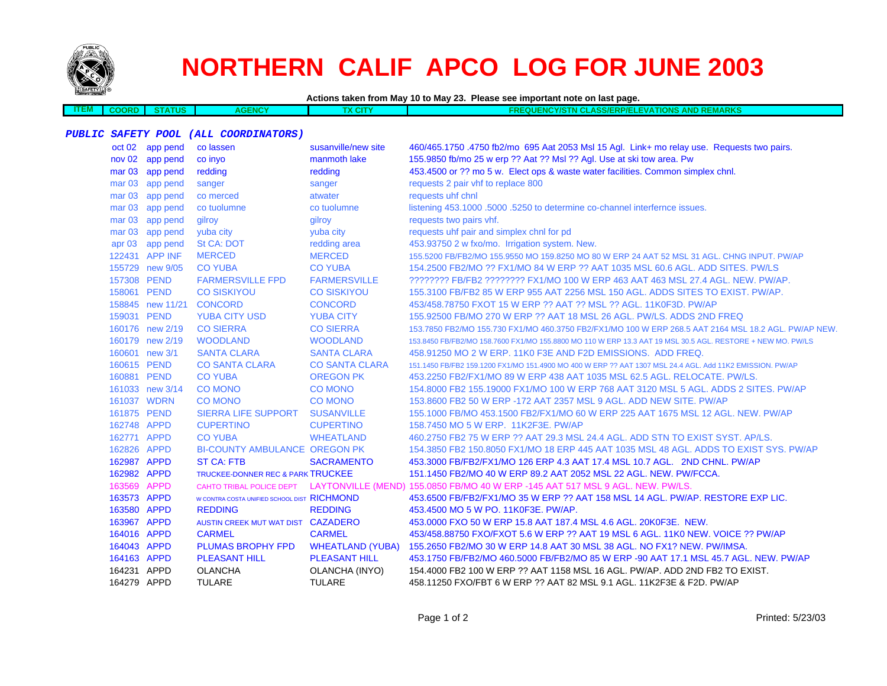# NORTHERN CALIF APCO LOG FOR JUNE 2003

Actions taken from May 10 to May 23. Please see important note on last page.

| ITEM | COORD | STATUS | AGENCY | TX CITY | FREQUENCY/STN CLASS/ERP/ELEVATIONS AND REMARKS |
|---|---|---|---|---|---|
| ***PUBLIC SAFETY POOL (ALL COORDINATORS)*** | | | | | |
| | oct 02 | app pend | co lassen | susanville/new site | 460/465.1750 .4750 fb2/mo 695 Aat 2053 Msl 15 Agl. Link+ mo relay use. Requests two pairs. |
| | nov 02 | app pend | co inyo | manmoth lake | 155.9850 fb/mo 25 w erp ?? Aat ?? Msl ?? Agl. Use at ski tow area. Pw |
| | mar 03 | app pend | redding | redding | 453.4500 or ?? mo 5 w. Elect ops & waste water facilities. Common simplex chnl. |
| | mar 03 | app pend | sanger | sanger | requests 2 pair vhf to replace 800 |
| | mar 03 | app pend | co merced | atwater | requests uhf chnl |
| | mar 03 | app pend | co tuolumne | co tuolumne | listening 453.1000 .5000 .5250 to determine co-channel interfernce issues. |
| | mar 03 | app pend | gilroy | gilroy | requests two pairs vhf. |
| | mar 03 | app pend | yuba city | yuba city | requests uhf pair and simplex chnl for pd |
| | apr 03 | app pend | St CA: DOT | redding area | 453.93750 2 w fxo/mo. Irrigation system. New. |
| | 122431 | APP INF | MERCED | MERCED | 155.5200 FB/FB2/MO 155.9550 MO 159.8250 MO 80 W ERP 24 AAT 52 MSL 31 AGL. CHNG INPUT. PW/AP |
| | 155729 | new 9/05 | CO YUBA | CO YUBA | 154.2500 FB2/MO ?? FX1/MO 84 W ERP ?? AAT 1035 MSL 60.6 AGL. ADD SITES. PW/LS |
| | 157308 | PEND | FARMERSVILLE FPD | FARMERSVILLE | ???????? FB/FB2 ???????? FX1/MO 100 W ERP 463 AAT 463 MSL 27.4 AGL. NEW. PW/AP. |
| | 158061 | PEND | CO SISKIYOU | CO SISKIYOU | 155.3100 FB/FB2 85 W ERP 955 AAT 2256 MSL 150 AGL. ADDS SITES TO EXIST. PW/AP. |
| | 158845 | new 11/21 | CONCORD | CONCORD | 453/458.78750 FXOT 15 W ERP ?? AAT ?? MSL ?? AGL. 11K0F3D. PW/AP |
| | 159031 | PEND | YUBA CITY USD | YUBA CITY | 155.92500 FB/MO 270 W ERP ?? AAT 18 MSL 26 AGL. PW/LS. ADDS 2ND FREQ |
| | 160176 | new 2/19 | CO SIERRA | CO SIERRA | 153.7850 FB2/MO 155.730 FX1/MO 460.3750 FB2/FX1/MO 100 W ERP 268.5 AAT 2164 MSL 18.2 AGL. PW/AP NEW. |
| | 160179 | new 2/19 | WOODLAND | WOODLAND | 153.8450 FB/FB2/MO 158.7600 FX1/MO 155.8800 MO 110 W ERP 13.3 AAT 19 MSL 30.5 AGL. RESTORE + NEW MO. PW/LS |
| | 160601 | new 3/1 | SANTA CLARA | SANTA CLARA | 458.91250 MO 2 W ERP. 11K0 F3E AND F2D EMISSIONS. ADD FREQ. |
| | 160615 | PEND | CO SANTA CLARA | CO SANTA CLARA | 151.1450 FB/FB2 159.1200 FX1/MO 151.4900 MO 400 W ERP ?? AAT 1307 MSL 24.4 AGL. Add 11K2 EMISSION. PW/AP |
| | 160881 | PEND | CO YUBA | OREGON PK | 453.2250 FB2/FX1/MO 89 W ERP 438 AAT 1035 MSL 62.5 AGL. RELOCATE. PW/LS. |
| | 161033 | new 3/14 | CO MONO | CO MONO | 154.8000 FB2 155.19000 FX1/MO 100 W ERP 768 AAT 3120 MSL 5 AGL. ADDS 2 SITES. PW/AP |
| | 161037 | WDRN | CO MONO | CO MONO | 153.8600 FB2 50 W ERP -172 AAT 2357 MSL 9 AGL. ADD NEW SITE. PW/AP |
| | 161875 | PEND | SIERRA LIFE SUPPORT | SUSANVILLE | 155.1000 FB/MO 453.1500 FB2/FX1/MO 60 W ERP 225 AAT 1675 MSL 12 AGL. NEW. PW/AP |
| | 162748 | APPD | CUPERTINO | CUPERTINO | 158.7450 MO 5 W ERP. 11K2F3E. PW/AP |
| | 162771 | APPD | CO YUBA | WHEATLAND | 460.2750 FB2 75 W ERP ?? AAT 29.3 MSL 24.4 AGL. ADD STN TO EXIST SYST. AP/LS. |
| | 162826 | APPD | BI-COUNTY AMBULANCE | OREGON PK | 154.3850 FB2 150.8050 FX1/MO 18 ERP 445 AAT 1035 MSL 48 AGL. ADDS TO EXIST SYS. PW/AP |
| | 162987 | APPD | ST CA: FTB | SACRAMENTO | 453.3000 FB/FB2/FX1/MO 126 ERP 4.3 AAT 17.4 MSL 10.7 AGL. 2ND CHNL. PW/AP |
| | 162982 | APPD | TRUCKEE-DONNER REC & PARK | TRUCKEE | 151.1450 FB2/MO 40 W ERP 89.2 AAT 2052 MSL 22 AGL. NEW. PW/FCCA. |
| | 163569 | APPD | CAHTO TRIBAL POLICE DEPT | LAYTONVILLE (MEND) | 155.0850 FB/MO 40 W ERP -145 AAT 517 MSL 9 AGL. NEW. PW/LS. |
| | 163573 | APPD | W CONTRA COSTA UNIFIED SCHOOL DIST | RICHMOND | 453.6500 FB/FB2/FX1/MO 35 W ERP ?? AAT 158 MSL 14 AGL. PW/AP. RESTORE EXP LIC. |
| | 163580 | APPD | REDDING | REDDING | 453.4500 MO 5 W PO. 11K0F3E. PW/AP. |
| | 163967 | APPD | AUSTIN CREEK MUT WAT DIST | CAZADERO | 453.0000 FXO 50 W ERP 15.8 AAT 187.4 MSL 4.6 AGL. 20K0F3E. NEW. |
| | 164016 | APPD | CARMEL | CARMEL | 453/458.88750 FXO/FXOT 5.6 W ERP ?? AAT 19 MSL 6 AGL. 11K0 NEW. VOICE ?? PW/AP |
| | 164043 | APPD | PLUMAS BROPHY FPD | WHEATLAND (YUBA) | 155.2650 FB2/MO 30 W ERP 14.8 AAT 30 MSL 38 AGL. NO FX1? NEW. PW/IMSA. |
| | 164163 | APPD | PLEASANT HILL | PLEASANT HILL | 453.1750 FB/FB2/MO 460.5000 FB/FB2/MO 85 W ERP -90 AAT 17.1 MSL 45.7 AGL. NEW. PW/AP |
| | 164231 | APPD | OLANCHA | OLANCHA (INYO) | 154.4000 FB2 100 W ERP ?? AAT 1158 MSL 16 AGL. PW/AP. ADD 2ND FB2 TO EXIST. |
| | 164279 | APPD | TULARE | TULARE | 458.11250 FXO/FBT 6 W ERP ?? AAT 82 MSL 9.1 AGL. 11K2F3E & F2D. PW/AP |

Printed: 5/23/03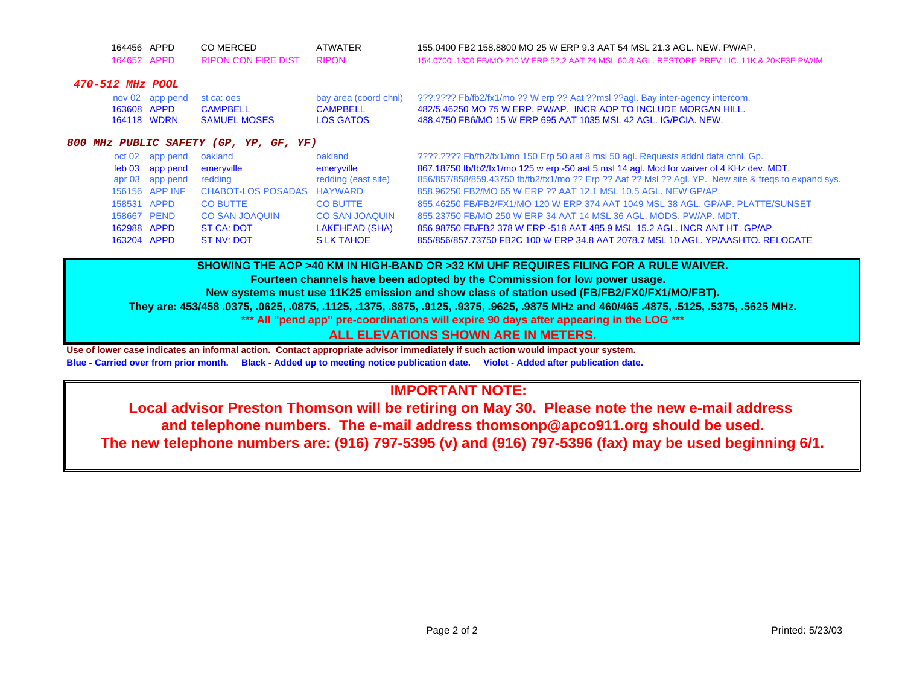| | | | | |
|---|---|---|---|---|
| 164456 | APPD | CO MERCED | ATWATER | 155.0400 FB2 158.8800 MO 25 W ERP 9.3 AAT 54 MSL 21.3 AGL. NEW. PW/AP. |
| 164652 | APPD | RIPON CON FIRE DIST | RIPON | 154.0700 .1300 FB/MO 210 W ERP 52.2 AAT 24 MSL 60.8 AGL. RESTORE PREV LIC. 11K & 20KF3E PW/IM |

### *470-512 MHz POOL*

| | | | | |
|---|---|---|---|---|
| nov 02 | app pend | st ca: oes | bay area (coord chnl) | ???.???? Fb/fb2/fx1/mo ?? W erp ?? Aat ??msl ??agl. Bay inter-agency intercom. |
| 163608 | APPD | CAMPBELL | CAMPBELL | 482/5.46250 MO 75 W ERP. PW/AP. INCR AOP TO INCLUDE MORGAN HILL. |
| 164118 | WDRN | SAMUEL MOSES | LOS GATOS | 488.4750 FB6/MO 15 W ERP 695 AAT 1035 MSL 42 AGL. IG/PCIA. NEW. |

### *800 MHz PUBLIC SAFETY (GP, YP, GF, YF)*

| | | | | |
|---|---|---|---|---|
| oct 02 | app pend | oakland | oakland | ????.???? Fb/fb2/fx1/mo 150 Erp 50 aat 8 msl 50 agl. Requests addnl data chnl. Gp. |
| feb 03 | app pend | emeryville | emeryville | 867.18750 fb/fb2/fx1/mo 125 w erp -50 aat 5 msl 14 agl. Mod for waiver of 4 KHz dev. MDT. |
| apr 03 | app pend | redding | redding (east site) | 856/857/858/859.43750 fb/fb2/fx1/mo ?? Erp ?? Aat ?? Msl ?? Agl. YP. New site & freqs to expand sys. |
| 156156 | APP INF | CHABOT-LOS POSADAS | HAYWARD | 858.96250 FB2/MO 65 W ERP ?? AAT 12.1 MSL 10.5 AGL. NEW GP/AP. |
| 158531 | APPD | CO BUTTE | CO BUTTE | 855.46250 FB/FB2/FX1/MO 120 W ERP 374 AAT 1049 MSL 38 AGL. GP/AP. PLATTE/SUNSET |
| 158667 | PEND | CO SAN JOAQUIN | CO SAN JOAQUIN | 855.23750 FB/MO 250 W ERP 34 AAT 14 MSL 36 AGL. MODS. PW/AP. MDT. |
| 162988 | APPD | ST CA: DOT | LAKEHEAD (SHA) | 856.98750 FB/FB2 378 W ERP -518 AAT 485.9 MSL 15.2 AGL. INCR ANT HT. GP/AP. |
| 163204 | APPD | ST NV: DOT | S LK TAHOE | 855/856/857.73750 FB2C 100 W ERP 34.8 AAT 2078.7 MSL 10 AGL. YP/AASHTO. RELOCATE |

**SHOWING THE AOP >40 KM IN HIGH-BAND OR >32 KM UHF REQUIRES FILING FOR A RULE WAIVER.**
**Fourteen channels have been adopted by the Commission for low power usage.**
**New systems must use 11K25 emission and show class of station used (FB/FB2/FX0/FX1/MO/FBT).**
**They are: 453/458 .0375, .0625, .0875, .1125, .1375, .8875, .9125, .9375, .9625, .9875 MHz and 460/465 .4875, .5125, .5375, .5625 MHz.**
**\*\*\* All "pend app" pre-coordinations will expire 90 days after appearing in the LOG \*\*\***
**ALL ELEVATIONS SHOWN ARE IN METERS.**

**Use of lower case indicates an informal action. Contact appropriate advisor immediately if such action would impact your system.**

**Blue - Carried over from prior month. Black - Added up to meeting notice publication date. Violet - Added after publication date.**

**IMPORTANT NOTE:**
**Local advisor Preston Thomson will be retiring on May 30. Please note the new e-mail address and telephone numbers. The e-mail address thomsonp@apco911.org should be used.**
**The new telephone numbers are: (916) 797-5395 (v) and (916) 797-5396 (fax) may be used beginning 6/1.**

Printed: 5/23/03